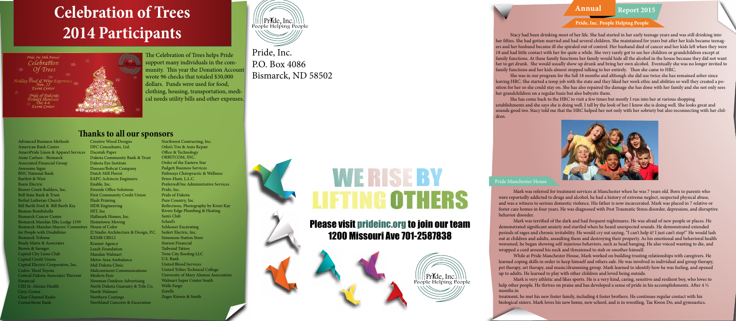# Celebration of Trees 2014 Participants

Pride, Inc 14th Annual
Celebration Of Trees
Holiday Food & Wine Experience Nov. 12 Event Center
Pride of Dakota Holiday Showcase Dec 4-6 Event Center

The Celebration of Trees helps Pride support many individuals in the community. This year the Donation Account wrote 96 checks that totaled $30,000 dollars. Funds were used for food, clothing, housing, transportation, medical needs utility bills and other expenses.

## Thanks to all our sponsors

Advanced Business Methods
American Bank Center
AmeriPride Linen & Apparel Services
Anne Carlsen - Bismarck
Associated Financial Group
Awesome Signs
BNC National Bank
Bartlett & West
Basin Electric
Beaver Creek Builders, Inc.
Bell State Bank & Trust
Bethel Lutheran Church
Bill Barth Ford & Bill Barth Kia
Bisman Bombshellz
Bismarck Cancer Center
Bismarck Mandan Elks Lodge 1199
Bismarck-Mandan Mayors' Committee for People with Disabilities
Bismarck Tribune
Brady Martz & Associates
Brown & Saenger
Capital City Lions Club
Capital Credit Union
Capital Electric Cooperative, Inc.
Cedric Theel Toyota
Central Dakota Associates Thrivent Financial
CHI St. Alexius Health
Civic Center
Clear Channel Radio
CornerStone Bank
Creative Wood Designs
DFC Consultants, Ltd.
Dacotah Paper
Dakota Community Bank & Trust
Dakota Eye Institute
Doosan/Bobcat Company
Dutch Mill Florist
EAPC Achitects Engineers
Enable, Inc.
Fireside Office Solutions
First Community Credit Union
Flash Printing
HDR Engineering
HIT, Inc
Hallmark Homes, Inc.
Hometown Moving
House of Color
J2 Studio Architecture & Design, P.C.
KXMB CBS12
Kramer Agency
Leach Foundation
Mandan Walmart
Metro Area Ambulance
Mid Dakota Clinic
Midcontinent Communications
Modern Eyes
Newman Outdoor Advertising
North Dakota Guaranty & Title Co.
North Walmart
Northern Coatings
Northland Concrete & Excavation
Northwest Contracting, Inc.
Odin's Tire & Auto Repair
Office & Technology
ORBITCOM, INC.
Order of the Eastern Star
Padgett Business Services
Pathways Chiropractic & Wellness
Petro-Hunt, L.L.C.
PreferredOne Administrative Services
Pride, Inc.
Pride of Dakota
Pure Country, Inc.
Reflections, Photography by Kristi Kay
Rivers Edge Plumbing & Heating
Sam's Club
Scheel's
Schlosser Excavating
Seifert Electric, Inc.
Simonson Station Store
Starion Financial
Tailwind Tattoo
Twin City Roofing LLC
U.S. Bank
United Blood Services
United Tribes Technical College
University of Mary Alumni Association
Walmart Super Center South
Wells Fargo
Zorells
Zuger Kirmis & Smith

Pride, Inc. People Helping People

Pride, Inc.
P.O. Box 4086
Bismarck, ND 58502

# WE RISE BY LIFTING OTHERS

## Please visit prideinc.org to join our team 1200 Missouri Ave 701-2587838

Pride, Inc. People Helping People

**Annual Report 2015**

**Pride, Inc. People Helping People**

Stacy had been drinking most of her life. She had started in her early teenage years and was still drinking into her fifties. She had gotten married and had several children. She maintained for years but after her kids became teenagers and her husband became ill she spiraled out of control. Her husband died of cancer and her kids left when they were 18 and had little contact with her for quite a while. She very rarely got to see her children or grandchildren except at family functions. At these family functions her family would hide all the alcohol in the house because they did not want her to get drunk. She would usually show up drunk and bring her own alcohol. Eventually she was no longer invited to family functions and her kids almost stopped talking to her entirely. Then she came to HRC.

She was in our program for the full 18 months and although she did use twice she has remained sober since leaving HRC. She started a temp job with the state and they liked her work ethic and abilities so well they created a position for her so she could stay on. She has also repaired the damage she has done with her family and she not only sees her grandchildren on a regular basis but also babysits them.

She has come back to the HRC to visit a few times but mostly I run into her at various shopping establishments and she says she is doing well. I tell by the look of her I know she is doing well. She looks great and sounds good too. Stacy told me that the HRC helped her not only with her sobriety but also reconnecting with her children.

### Pride Manchester House

Mark was referred for treatment services at Manchester when he was 7 years old. Born to parents who were reportedly addicted to drugs and alcohol, he had a history of extreme neglect, suspected physical abuse, and was a witness to serious domestic violence. His father is now incarcerated. Mark was placed in 7 relative or foster care homes in four years. He was diagnosed with Post Traumatic Stress disorder, depression, and disruptive behavior disorder.

Mark was terrified of the dark and had frequent nightmares. He was afraid of new people or places. He demonstrated significant anxiety and startled when he heard unexpected sounds. He demonstrated extended periods of rages and chronic irritability. He would cry out saying, "I can't help it! I just can't stop!" He would lash out at children and adults, assaulting them and destroying their property. As his emotional and behavioral health worsened, he began showing self-injurious behaviors, such as head banging. He also voiced wanting to die, and wrapped a cord around his neck and threatened to stab or smother himself.

While at Pride Manchester House, Mark worked on building trusting relationships with caregivers. He learned coping skills in order to keep himself and others safe. He was involved in individual and group therapy, pet therapy, art therapy, and music/drumming group. Mark learned to identify how he was feeling, and opened up to adults. He learned to play with other children and loved being outside.

Mark is very athletic and likes sports. He is a very kind, caring, sensitive and resilient boy, who loves to help other people. He thrives on praise and has developed a sense of pride in his accomplishments. After 4 ½ months in

treatment, he met his new foster family, including 4 foster brothers. He continues regular contact with his biological sisters. Mark loves his new home, new school, and is in wrestling, Tae Kwon Do, and gymnastics.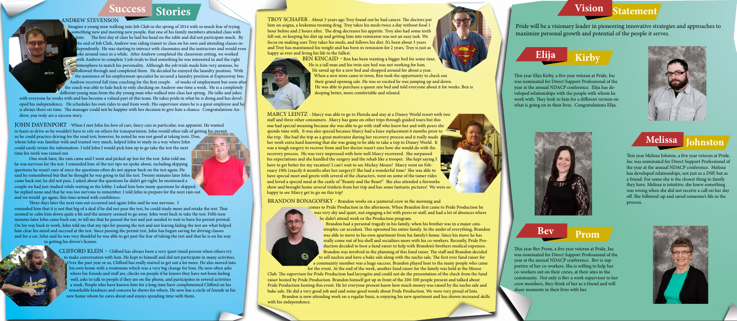# Success Stories

ANDREW STEVENSON

Imagine a young man walking into Job Club in the spring of 2014 with so much fear of trying something new and meeting new people, that one of his family members attended class with him. The first day of class he laid his head on the table and did not participate much. By the end of Job Club, Andrew was riding transit to class on his own and attending classes independently. He was starting to interact with classmates and the instructors and would even joke around once in a while. After Andrew completed the classroom setting, we worked with Andrew to complete 3 job trials to find something he was interested in and the right atmosphere to match his personality. Although the job trials made him very anxious, he followed through and completed them. He decided he enjoyed the laundry position. With the assistance of his employment specialist he secured a laundry position at Expressway Inn. Andrew received full time coaching for the first couple of weeks of employment but soon after the coach was able to fade back to only checking on Andrew one time a week. He is a completely different young man from the shy young man who walked into class last spring. He talks and jokes with everyone he works with and has become a valued part of this team. He takes pride in what he is doing and has developed his independence. He schedules his own rides to and from work. His supervisor states he is a great employee and he is always there on time. The manager could not be happier with her decision to give him a chance. Congratulations Andrew, you truly are a success story.

JOHN DAVENPORT - When I met John his love of cars, fancy cars in particular, was apparent. He wanted to learn to drive so he wouldn't have to rely on others for transportation. John would often talk of getting his permit so he could practice driving for the road test; however, he noted he was not good at taking tests. Don, whom John was familiar with and trusted very much, helped John to study in a way where John could easily retain the information. I told John I would pick him up to go take the test the next time his work was rained out.

One week later, the rain came and I went and picked up Jon for the test. John told me he was nervous for the test. I reminded him of the test tips we spoke about, including skipping questions he wasn't sure of since the questions often do not appear back on the test again. He said he remembered but that he thought he was going to fail the test. Twenty minutes later John came back out; he did not pass. I asked about the questions he didn't get right; he mentioned a couple we had just studied while waiting in the lobby. I asked him how many questions he skipped; he replied none and that he was too nervous to remember. I told John to prepare for the next rain out and we would go again, this time armed with confidence.

Three days later the next rain out occurred and again John said he was nervous. I reminded him that it is not that big of a deal if he did not pass the test, he could study more and retake the test. That seemed to calm him down quite a bit and the anxiety seemed to go away. John went back to take the test. Fifth teen minutes later John came back out, to tell me that he passed the test and just needed to wait to have his permit printed. On his way back to work, John told me that my tips for passing the test and not fearing failing the test are what helped him clear his mind and succeed at the test. Since passing the permit test, John has begun saving for driving classes and for a car. John said he was very thankful he was able to get past the fear of taking the test and that he is on his way to getting his driver's license.

CLIFFORD KLEIN - Clifford has always been a very quiet timid person when others try to make conversation with him. He kept to himself and did not participate in many activities. Over the past year or so, Clifford has really started to get out a lot more. He also moved into his own home with a roommate which was a very big change for him. He now often asks where his friends and staff are, checks on people if he knows they have not been feeling well, asks to talk to people if they are on the phone, and participates in several activities a week. People who have known him for a long time have complimented Clifford on his remarkable kindness and concern he shows for others. He now has a circle of friends in his new home whom he cares about and enjoys spending time with them.

TROY SCHAFER - About 3 years ago Troy found out he had cancer. The doctors put him on asigna, a leukemia treating drug. Troy takes his meds twice a day without food 1 hour before and 2 hours after. The drug decreases his appetite. Troy also had some teeth fall out, so keeping his diet up and getting him into remission was not an easy task. We focus on making sure Troy takes his meds, and follows his diet. It's been about 3 years and Troy has maintained his weight and has been in remission for 2 years. Troy is just as happy as ever and living his life to the fullest.

BEN KINCAID - Ben has been wanting a bigger bed for some time. He is a tall man and his twin size bed was not working for him. He saved up for a new bed and shopped around for about a year. When a new store came to town, Ben took the opportunity to check out their grand opening sale. He was so excited he was jumping up and down. He was able to purchase a queen size bed and told everyone about it for weeks. Ben is sleeping better, more comfortable and relaxed.

MARCY LEINTZ - Marcy was able to go to Florida and stay at a Disney World resort with two staff and three other consumers. Marcy has gone on other trips through guided tours but this one had special meaning because she was able to go with staff who knew her and with peers she spends time with. It was also special because Marcy had a knee replacement 6 months prior to the trip. She had the trip as a great motivator during her recovery process and it really made her work extra hard knowing that she was going to be able to take a trip to Disney World. It was a tough surgery to recover from and her doctor wasn't sure how she would do with the recovery process. He was very impressed with how well Marcy recovered. She surpassed his expectations and she handled the surgery and the rehab like a trooper. She kept saying I have to get better for my vacation! I can't wait to see Mickey Mouse! Marcy went on February 19th (exactly 6 months after her surgery)! She had a wonderful time! She was able to have special meet and greets with several of the characters, went on some of the tamer rides and loved a special meal at the castle of "Beauty and the Beast!" She also attended a fireworks show and brought home several trinkets from her trip and has some fantastic pictures! We were so happy to see Marcy get to go on this trip!

BRANDON BONAGOFSKY - Brandon works on a janitorial crew in the morning and comes to Pride Production in the afternoon. When Brandon first came to Pride Production he was very shy and quiet, not engaging a lot with peers or staff, and had a lot of absences where he didn't attend work or the Production program.

Brandon had a personal tragedy in his family, when his brother was in a major catastrophic car accident. This uprooted his entire family. In the midst of everything, Brandon was able to move to his own apartment from his family's home. Since his move he has really come out of his shell and socializes more with his co-workers. Recently, Pride Production decided to host a fund raiser to help with Brandon's brothers medical expenses. Brandon was involved in the planning of this fund raiser. The staff and Brandon decided to sell nachos and have a bake sale along with the nacho sale. The first ever fund raiser for a community member was a huge success. Brandon played host to the many people who came for the event. At the end of the week, another fund raiser for the family was held at the Moose Club. The supervisor for Pride Production had laryngitis and could not do the presentation of the check from the fund raiser hosted by Pride Production. Brandon himself got up in front of the 200-300 people present and talked about Pride Production hosting this event. He let everyone present know how much money was raised by the nacho sale and bake sale. He did a very good job and said some good words about Pride Production. We were very proud of him.

Brandon is now attending work on a regular basis, is enjoying his new apartment and has shown increased skills with his independence.

# Vision Statement

Pride will be a visionary leader in pioneering innovative strategies and approaches to maximize personal growth and potential of the people it serves.

## Elija Kirby

This year Elija Kirby, a five year veteran at Pride, Inc was nominated for Direct Support Professional of the year at the annual NDACP conference. Elija has developed relationships with the people with whom he work with. They look to him for a different version on what is going on in their lives. Congratulations Elija.

## Melissa Johnston

This year Melissa Johston, a five year veteran at Pride, Inc was nominated for Direct Support Professional of the year at the annual NDACP conference. Melissa has developed relationships, not just as a DSP, but as a friend. For some she is the closest thing to family they have. Melissa is intuitive; she knew something was wrong when she did not receive a call on her day off. She followed-up and saved someone's life in the process.

## Bev Prom

This year Bev Prom, a five year veteran at Pride, Inc was nominated for Direct Support Professional of the year at the annual NDACP conference. Bev is supportive of her co-workers. She is willing to help her co-workers out on their crews, at their sites in the community. Not only is Bev a work supervisor to her crew members, they think of her as a friend and will share moments in their lives with her.